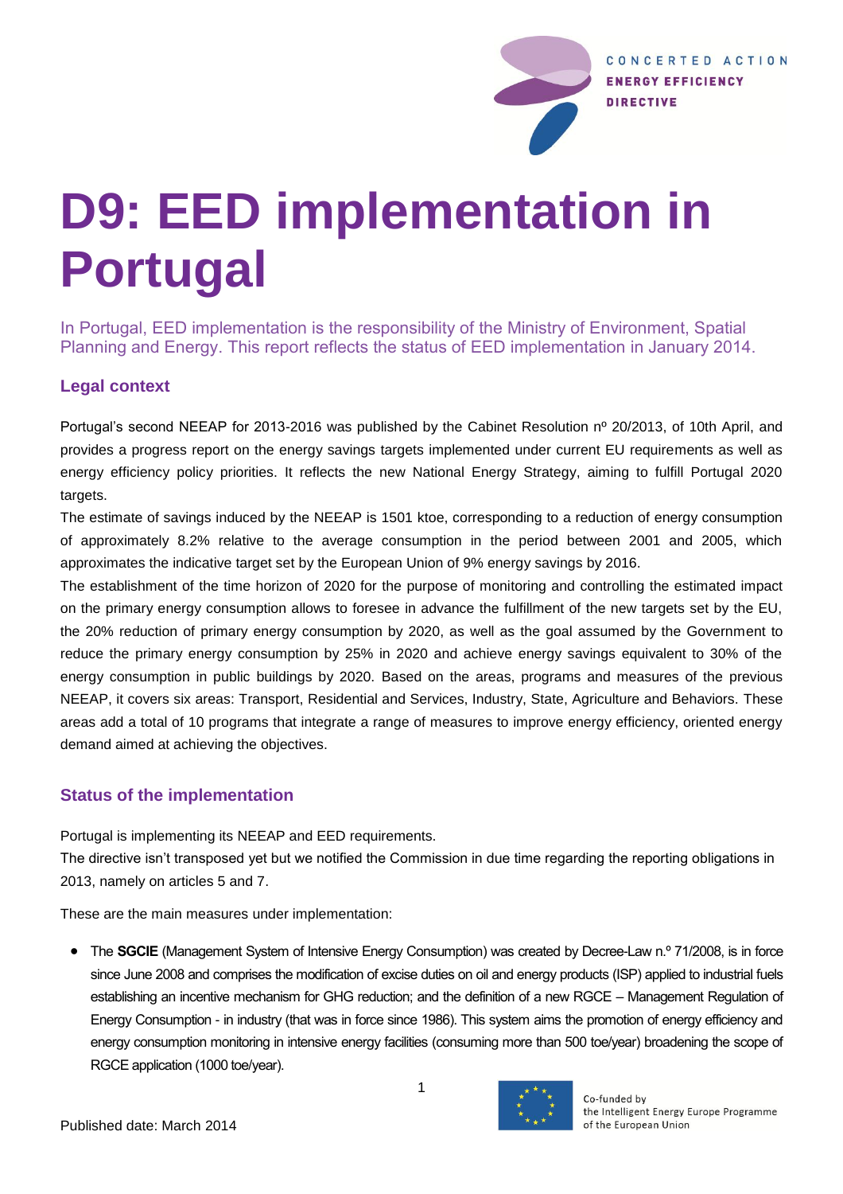# D9: EED implementation in Portugal

In Portugal, EED implementation is the responsibility of the Ministry of Environment, Spatial Planning and Energy. This report reflects the status of EED implementation in January 2014.

## Legal context

Portugal's second NEEAP for 2013-2016 was published by the Cabinet Resolution nº 20/2013, of 10th April, and provides a progress report on the energy savings targets implemented under current EU requirements as well as energy efficiency policy priorities. It reflects the new National Energy Strategy, aiming to fulfill Portugal 2020 targets.

The estimate of savings induced by the NEEAP is 1501 ktoe, corresponding to a reduction of energy consumption of approximately 8.2% relative to the average consumption in the period between 2001 and 2005, which approximates the indicative target set by the European Union of 9% energy savings by 2016.

The establishment of the time horizon of 2020 for the purpose of monitoring and controlling the estimated impact on the primary energy consumption allows to foresee in advance the fulfillment of the new targets set by the EU, the 20% reduction of primary energy consumption by 2020, as well as the goal assumed by the Government to reduce the primary energy consumption by 25% in 2020 and achieve energy savings equivalent to 30% of the energy consumption in public buildings by 2020. Based on the areas, programs and measures of the previous NEEAP, it covers six areas: Transport, Residential and Services, Industry, State, Agriculture and Behaviors. These areas add a total of 10 programs that integrate a range of measures to improve energy efficiency, oriented energy demand aimed at achieving the objectives.

## Status of the implementation

Portugal is implementing its NEEAP and EED requirements.

The directive isn't transposed yet but we notified the Commission in due time regarding the reporting obligations in 2013, namely on articles 5 and 7.

These are the main measures under implementation:

- The **SGCIE** (Management System of Intensive Energy Consumption) was created by Decree-Law n.º 71/2008, is in force since June 2008 and comprises the modification of excise duties on oil and energy products (ISP) applied to industrial fuels establishing an incentive mechanism for GHG reduction; and the definition of a new RGCE – Management Regulation of Energy Consumption - in industry (that was in force since 1986). This system aims the promotion of energy efficiency and energy consumption monitoring in intensive energy facilities (consuming more than 500 toe/year) broadening the scope of RGCE application (1000 toe/year).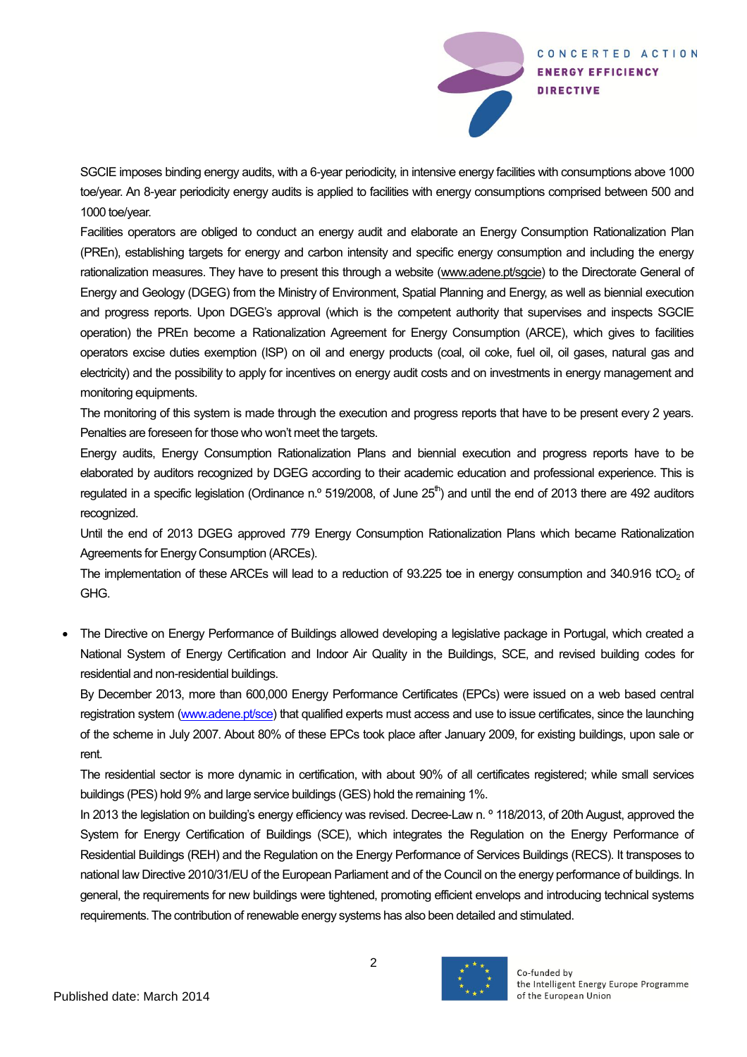SGCIE imposes binding energy audits, with a 6-year periodicity, in intensive energy facilities with consumptions above 1000 toe/year. An 8-year periodicity energy audits is applied to facilities with energy consumptions comprised between 500 and 1000 toe/year.

Facilities operators are obliged to conduct an energy audit and elaborate an Energy Consumption Rationalization Plan (PREn), establishing targets for energy and carbon intensity and specific energy consumption and including the energy rationalization measures. They have to present this through a website (www.adene.pt/sgcie) to the Directorate General of Energy and Geology (DGEG) from the Ministry of Environment, Spatial Planning and Energy, as well as biennial execution and progress reports. Upon DGEG's approval (which is the competent authority that supervises and inspects SGCIE operation) the PREn become a Rationalization Agreement for Energy Consumption (ARCE), which gives to facilities operators excise duties exemption (ISP) on oil and energy products (coal, oil coke, fuel oil, oil gases, natural gas and electricity) and the possibility to apply for incentives on energy audit costs and on investments in energy management and monitoring equipments.

The monitoring of this system is made through the execution and progress reports that have to be present every 2 years. Penalties are foreseen for those who won't meet the targets.

Energy audits, Energy Consumption Rationalization Plans and biennial execution and progress reports have to be elaborated by auditors recognized by DGEG according to their academic education and professional experience. This is regulated in a specific legislation (Ordinance n.º 519/2008, of June 25th) and until the end of 2013 there are 492 auditors recognized.

Until the end of 2013 DGEG approved 779 Energy Consumption Rationalization Plans which became Rationalization Agreements for Energy Consumption (ARCEs).

The implementation of these ARCEs will lead to a reduction of 93.225 toe in energy consumption and 340.916 $tCO_2$ of GHG.

- The Directive on Energy Performance of Buildings allowed developing a legislative package in Portugal, which created a National System of Energy Certification and Indoor Air Quality in the Buildings, SCE, and revised building codes for residential and non-residential buildings.

  By December 2013, more than 600,000 Energy Performance Certificates (EPCs) were issued on a web based central registration system (www.adene.pt/sce) that qualified experts must access and use to issue certificates, since the launching of the scheme in July 2007. About 80% of these EPCs took place after January 2009, for existing buildings, upon sale or rent.

  The residential sector is more dynamic in certification, with about 90% of all certificates registered; while small services buildings (PES) hold 9% and large service buildings (GES) hold the remaining 1%.

  In 2013 the legislation on building's energy efficiency was revised. Decree-Law n. º 118/2013, of 20th August, approved the System for Energy Certification of Buildings (SCE), which integrates the Regulation on the Energy Performance of Residential Buildings (REH) and the Regulation on the Energy Performance of Services Buildings (RECS). It transposes to national law Directive 2010/31/EU of the European Parliament and of the Council on the energy performance of buildings. In general, the requirements for new buildings were tightened, promoting efficient envelops and introducing technical systems requirements. The contribution of renewable energy systems has also been detailed and stimulated.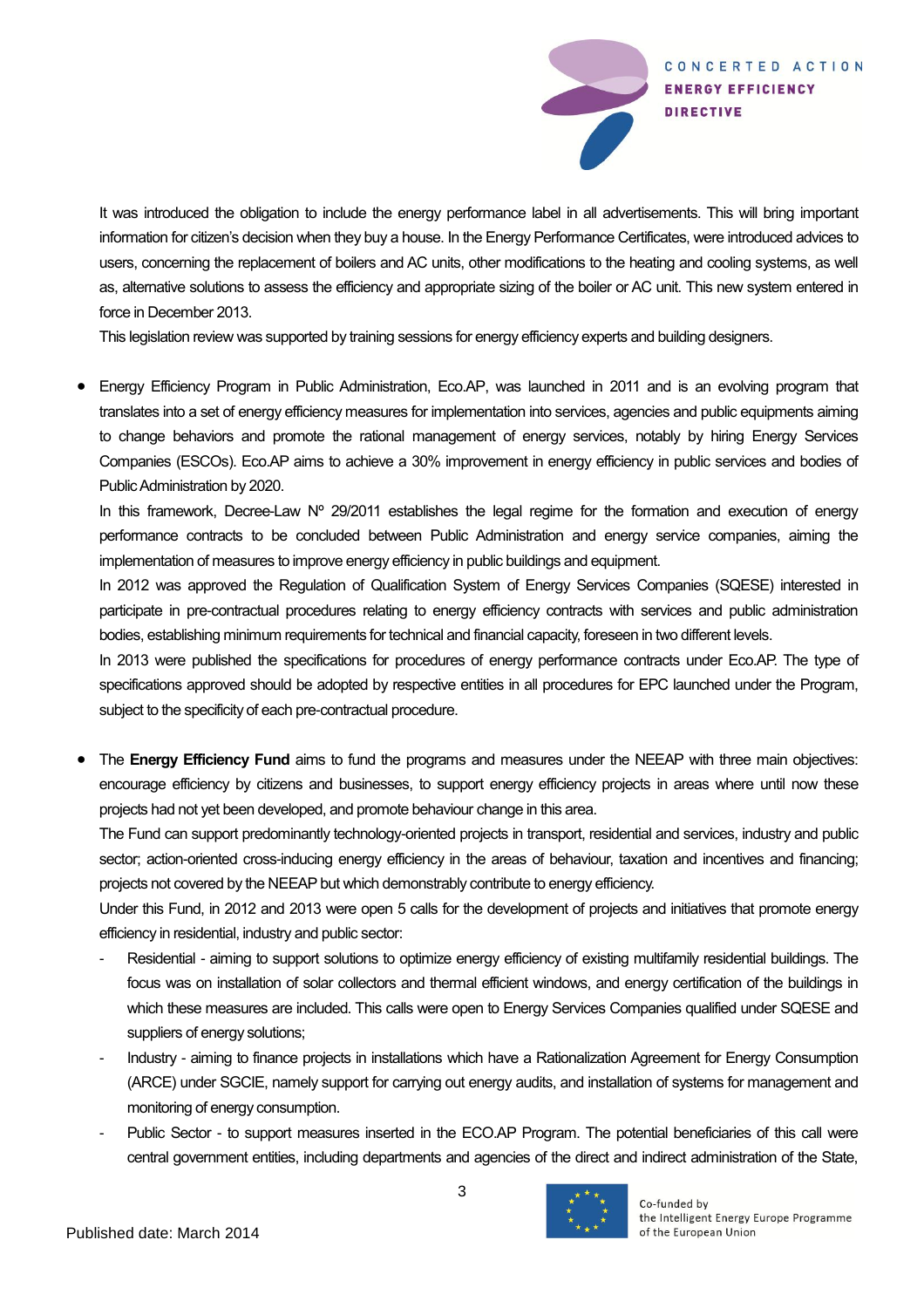It was introduced the obligation to include the energy performance label in all advertisements. This will bring important information for citizen's decision when they buy a house. In the Energy Performance Certificates, were introduced advices to users, concerning the replacement of boilers and AC units, other modifications to the heating and cooling systems, as well as, alternative solutions to assess the efficiency and appropriate sizing of the boiler or AC unit. This new system entered in force in December 2013.

This legislation review was supported by training sessions for energy efficiency experts and building designers.

- Energy Efficiency Program in Public Administration, Eco.AP, was launched in 2011 and is an evolving program that translates into a set of energy efficiency measures for implementation into services, agencies and public equipments aiming to change behaviors and promote the rational management of energy services, notably by hiring Energy Services Companies (ESCOs). Eco.AP aims to achieve a 30% improvement in energy efficiency in public services and bodies of Public Administration by 2020.

  In this framework, Decree-Law Nº 29/2011 establishes the legal regime for the formation and execution of energy performance contracts to be concluded between Public Administration and energy service companies, aiming the implementation of measures to improve energy efficiency in public buildings and equipment.

  In 2012 was approved the Regulation of Qualification System of Energy Services Companies (SQESE) interested in participate in pre-contractual procedures relating to energy efficiency contracts with services and public administration bodies, establishing minimum requirements for technical and financial capacity, foreseen in two different levels.

  In 2013 were published the specifications for procedures of energy performance contracts under Eco.AP. The type of specifications approved should be adopted by respective entities in all procedures for EPC launched under the Program, subject to the specificity of each pre-contractual procedure.

- The **Energy Efficiency Fund** aims to fund the programs and measures under the NEEAP with three main objectives: encourage efficiency by citizens and businesses, to support energy efficiency projects in areas where until now these projects had not yet been developed, and promote behaviour change in this area.

  The Fund can support predominantly technology-oriented projects in transport, residential and services, industry and public sector; action-oriented cross-inducing energy efficiency in the areas of behaviour, taxation and incentives and financing; projects not covered by the NEEAP but which demonstrably contribute to energy efficiency.

  Under this Fund, in 2012 and 2013 were open 5 calls for the development of projects and initiatives that promote energy efficiency in residential, industry and public sector:

  - Residential - aiming to support solutions to optimize energy efficiency of existing multifamily residential buildings. The focus was on installation of solar collectors and thermal efficient windows, and energy certification of the buildings in which these measures are included. This calls were open to Energy Services Companies qualified under SQESE and suppliers of energy solutions;
  - Industry - aiming to finance projects in installations which have a Rationalization Agreement for Energy Consumption (ARCE) under SGCIE, namely support for carrying out energy audits, and installation of systems for management and monitoring of energy consumption.
  - Public Sector - to support measures inserted in the ECO.AP Program. The potential beneficiaries of this call were central government entities, including departments and agencies of the direct and indirect administration of the State,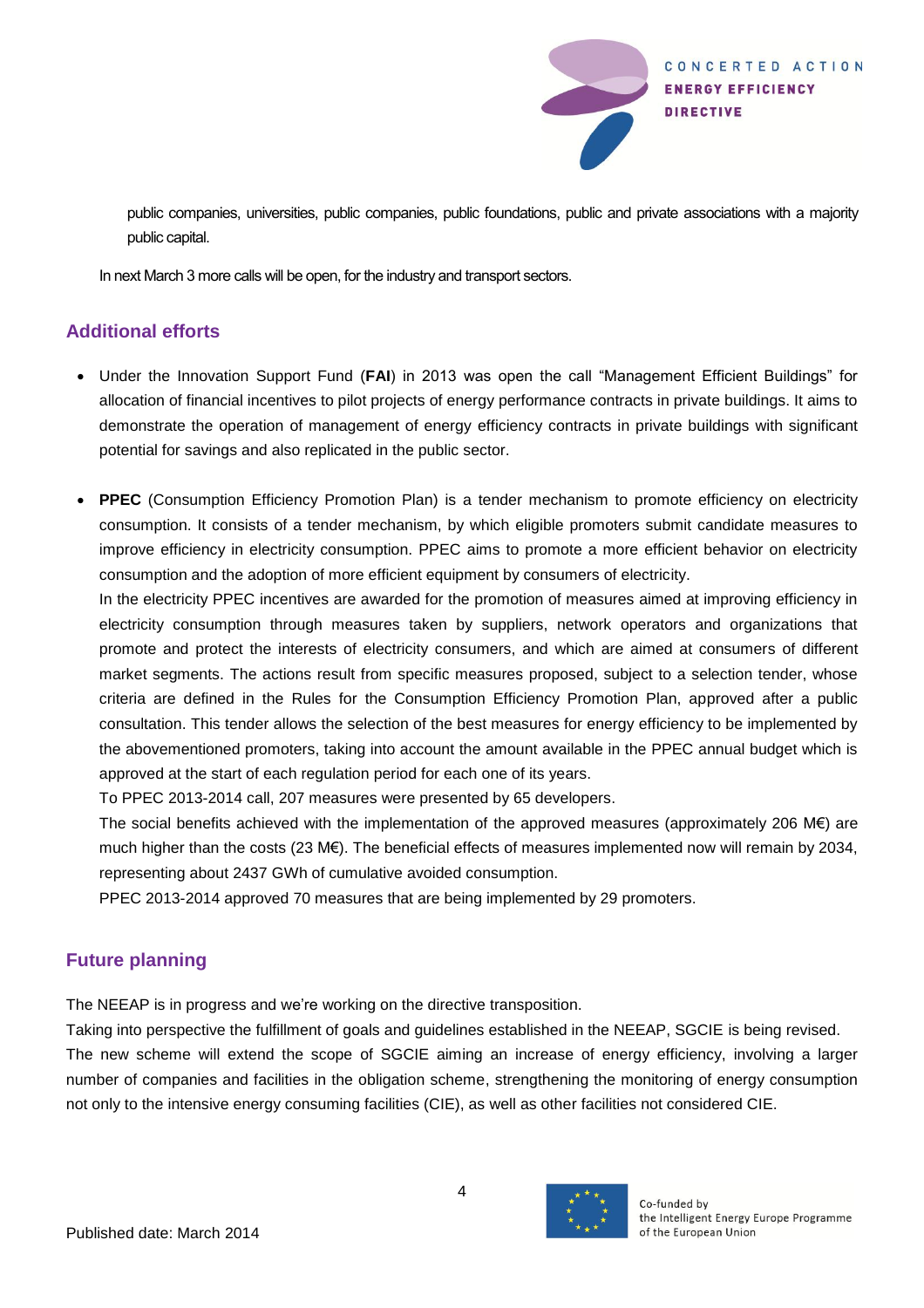public companies, universities, public companies, public foundations, public and private associations with a majority public capital.

In next March 3 more calls will be open, for the industry and transport sectors.

## Additional efforts

- Under the Innovation Support Fund (**FAI**) in 2013 was open the call "Management Efficient Buildings" for allocation of financial incentives to pilot projects of energy performance contracts in private buildings. It aims to demonstrate the operation of management of energy efficiency contracts in private buildings with significant potential for savings and also replicated in the public sector.

- **PPEC** (Consumption Efficiency Promotion Plan) is a tender mechanism to promote efficiency on electricity consumption. It consists of a tender mechanism, by which eligible promoters submit candidate measures to improve efficiency in electricity consumption. PPEC aims to promote a more efficient behavior on electricity consumption and the adoption of more efficient equipment by consumers of electricity.

  In the electricity PPEC incentives are awarded for the promotion of measures aimed at improving efficiency in electricity consumption through measures taken by suppliers, network operators and organizations that promote and protect the interests of electricity consumers, and which are aimed at consumers of different market segments. The actions result from specific measures proposed, subject to a selection tender, whose criteria are defined in the Rules for the Consumption Efficiency Promotion Plan, approved after a public consultation. This tender allows the selection of the best measures for energy efficiency to be implemented by the abovementioned promoters, taking into account the amount available in the PPEC annual budget which is approved at the start of each regulation period for each one of its years.

  To PPEC 2013-2014 call, 207 measures were presented by 65 developers.

  The social benefits achieved with the implementation of the approved measures (approximately 206 M€) are much higher than the costs (23 M€). The beneficial effects of measures implemented now will remain by 2034, representing about 2437 GWh of cumulative avoided consumption.

  PPEC 2013-2014 approved 70 measures that are being implemented by 29 promoters.

## Future planning

The NEEAP is in progress and we're working on the directive transposition.

Taking into perspective the fulfillment of goals and guidelines established in the NEEAP, SGCIE is being revised. The new scheme will extend the scope of SGCIE aiming an increase of energy efficiency, involving a larger number of companies and facilities in the obligation scheme, strengthening the monitoring of energy consumption not only to the intensive energy consuming facilities (CIE), as well as other facilities not considered CIE.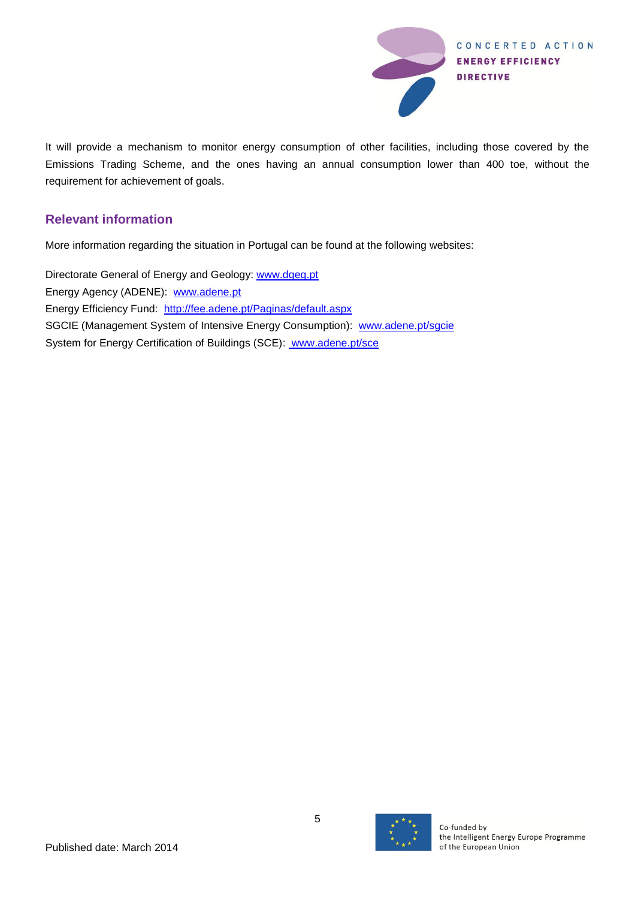It will provide a mechanism to monitor energy consumption of other facilities, including those covered by the Emissions Trading Scheme, and the ones having an annual consumption lower than 400 toe, without the requirement for achievement of goals.

## Relevant information

More information regarding the situation in Portugal can be found at the following websites:

Directorate General of Energy and Geology: www.dgeg.pt
Energy Agency (ADENE): www.adene.pt
Energy Efficiency Fund: http://fee.adene.pt/Paginas/default.aspx
SGCIE (Management System of Intensive Energy Consumption): www.adene.pt/sgcie
System for Energy Certification of Buildings (SCE): www.adene.pt/sce

Published date: March 2014